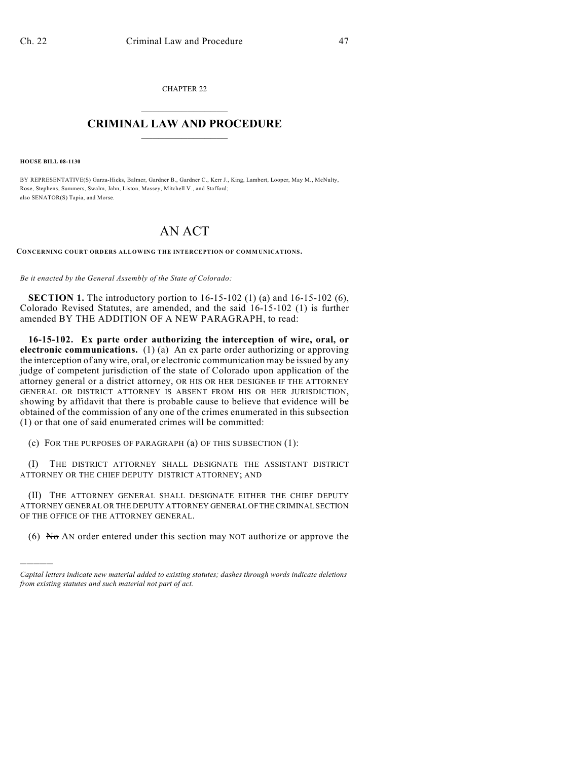CHAPTER 22

# CRIMINAL LAW AND PROCEDURE

**HOUSE BILL 08-1130**

BY REPRESENTATIVE(S) Garza-Hicks, Balmer, Gardner B., Gardner C., Kerr J., King, Lambert, Looper, May M., McNulty, Rose, Stephens, Summers, Swalm, Jahn, Liston, Massey, Mitchell V., and Stafford;
also SENATOR(S) Tapia, and Morse.

# AN ACT

**CONCERNING COURT ORDERS ALLOWING THE INTERCEPTION OF COMMUNICATIONS.**

*Be it enacted by the General Assembly of the State of Colorado:*

**SECTION 1.** The introductory portion to 16-15-102 (1) (a) and 16-15-102 (6), Colorado Revised Statutes, are amended, and the said 16-15-102 (1) is further amended BY THE ADDITION OF A NEW PARAGRAPH, to read:

**16-15-102. Ex parte order authorizing the interception of wire, oral, or electronic communications.** (1) (a) An ex parte order authorizing or approving the interception of any wire, oral, or electronic communication may be issued by any judge of competent jurisdiction of the state of Colorado upon application of the attorney general or a district attorney, OR HIS OR HER DESIGNEE IF THE ATTORNEY GENERAL OR DISTRICT ATTORNEY IS ABSENT FROM HIS OR HER JURISDICTION, showing by affidavit that there is probable cause to believe that evidence will be obtained of the commission of any one of the crimes enumerated in this subsection (1) or that one of said enumerated crimes will be committed:

(c) FOR THE PURPOSES OF PARAGRAPH (a) OF THIS SUBSECTION (1):

(I) THE DISTRICT ATTORNEY SHALL DESIGNATE THE ASSISTANT DISTRICT ATTORNEY OR THE CHIEF DEPUTY DISTRICT ATTORNEY; AND

(II) THE ATTORNEY GENERAL SHALL DESIGNATE EITHER THE CHIEF DEPUTY ATTORNEY GENERAL OR THE DEPUTY ATTORNEY GENERAL OF THE CRIMINAL SECTION OF THE OFFICE OF THE ATTORNEY GENERAL.

(6) ~~No~~ AN order entered under this section may NOT authorize or approve the

---

*Capital letters indicate new material added to existing statutes; dashes through words indicate deletions from existing statutes and such material not part of act.*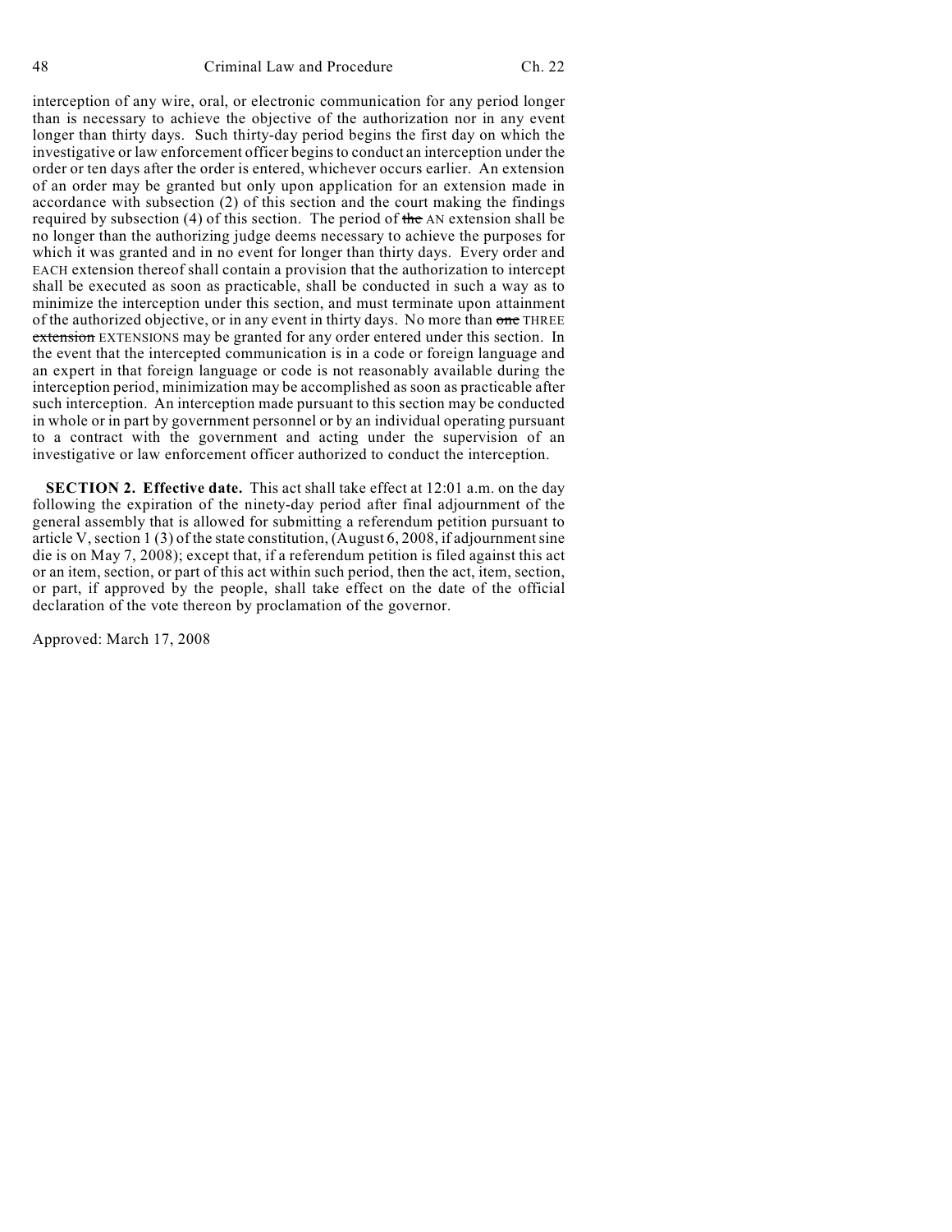interception of any wire, oral, or electronic communication for any period longer than is necessary to achieve the objective of the authorization nor in any event longer than thirty days. Such thirty-day period begins the first day on which the investigative or law enforcement officer begins to conduct an interception under the order or ten days after the order is entered, whichever occurs earlier. An extension of an order may be granted but only upon application for an extension made in accordance with subsection (2) of this section and the court making the findings required by subsection (4) of this section. The period of ~~the~~ AN extension shall be no longer than the authorizing judge deems necessary to achieve the purposes for which it was granted and in no event for longer than thirty days. Every order and EACH extension thereof shall contain a provision that the authorization to intercept shall be executed as soon as practicable, shall be conducted in such a way as to minimize the interception under this section, and must terminate upon attainment of the authorized objective, or in any event in thirty days. No more than ~~one~~ THREE ~~extension~~ EXTENSIONS may be granted for any order entered under this section. In the event that the intercepted communication is in a code or foreign language and an expert in that foreign language or code is not reasonably available during the interception period, minimization may be accomplished as soon as practicable after such interception. An interception made pursuant to this section may be conducted in whole or in part by government personnel or by an individual operating pursuant to a contract with the government and acting under the supervision of an investigative or law enforcement officer authorized to conduct the interception.

**SECTION 2. Effective date.** This act shall take effect at 12:01 a.m. on the day following the expiration of the ninety-day period after final adjournment of the general assembly that is allowed for submitting a referendum petition pursuant to article V, section 1 (3) of the state constitution, (August 6, 2008, if adjournment sine die is on May 7, 2008); except that, if a referendum petition is filed against this act or an item, section, or part of this act within such period, then the act, item, section, or part, if approved by the people, shall take effect on the date of the official declaration of the vote thereon by proclamation of the governor.

Approved: March 17, 2008